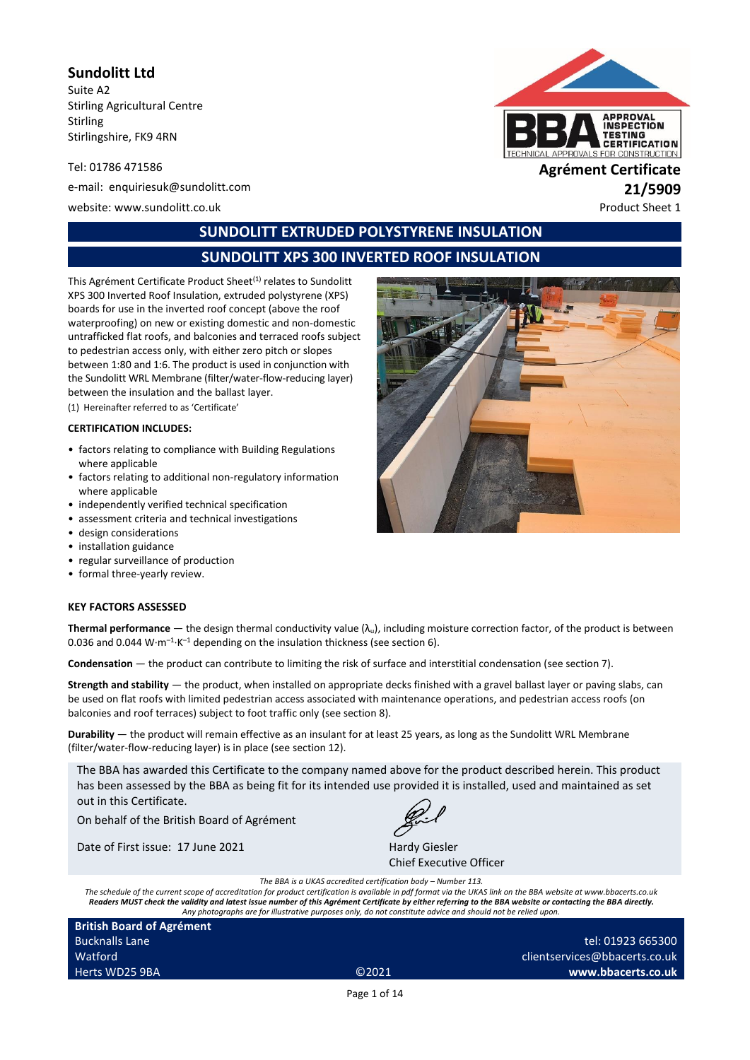**Sundolitt Ltd**
Suite A2
Stirling Agricultural Centre
Stirling
Stirlingshire, FK9 4RN

Tel: 01786 471586

e-mail: enquiriesuk@sundolitt.com

website: www.sundolitt.co.uk

**Agrément Certificate**
**21/5909**
Product Sheet 1

## SUNDOLITT EXTRUDED POLYSTYRENE INSULATION

## SUNDOLITT XPS 300 INVERTED ROOF INSULATION

This Agrément Certificate Product Sheet[1] relates to Sundolitt XPS 300 Inverted Roof Insulation, extruded polystyrene (XPS) boards for use in the inverted roof concept (above the roof waterproofing) on new or existing domestic and non-domestic untrafficked flat roofs, and balconies and terraced roofs subject to pedestrian access only, with either zero pitch or slopes between 1:80 and 1:6. The product is used in conjunction with the Sundolitt WRL Membrane (filter/water-flow-reducing layer) between the insulation and the ballast layer.

(1) Hereinafter referred to as 'Certificate'

**CERTIFICATION INCLUDES:**

- factors relating to compliance with Building Regulations where applicable
- factors relating to additional non-regulatory information where applicable
- independently verified technical specification
- assessment criteria and technical investigations
- design considerations
- installation guidance
- regular surveillance of production
- formal three-yearly review.

**KEY FACTORS ASSESSED**

**Thermal performance** — the design thermal conductivity value ($\lambda_u$), including moisture correction factor, of the product is between 0.036 and 0.044 $W{\cdot}m^{-1}{\cdot}K^{-1}$ depending on the insulation thickness (see section 6).

**Condensation** — the product can contribute to limiting the risk of surface and interstitial condensation (see section 7).

**Strength and stability** — the product, when installed on appropriate decks finished with a gravel ballast layer or paving slabs, can be used on flat roofs with limited pedestrian access associated with maintenance operations, and pedestrian access roofs (on balconies and roof terraces) subject to foot traffic only (see section 8).

**Durability** — the product will remain effective as an insulant for at least 25 years, as long as the Sundolitt WRL Membrane (filter/water-flow-reducing layer) is in place (see section 12).

The BBA has awarded this Certificate to the company named above for the product described herein. This product has been assessed by the BBA as being fit for its intended use provided it is installed, used and maintained as set out in this Certificate.

On behalf of the British Board of Agrément

Date of First issue: 17 June 2021

Hardy Giesler
Chief Executive Officer

*The BBA is a UKAS accredited certification body – Number 113.*
*The schedule of the current scope of accreditation for product certification is available in pdf format via the UKAS link on the BBA website at www.bbacerts.co.uk*
***Readers MUST check the validity and latest issue number of this Agrément Certificate by either referring to the BBA website or contacting the BBA directly.***
*Any photographs are for illustrative purposes only, do not constitute advice and should not be relied upon.*

**British Board of Agrément**
Bucknalls Lane
Watford
Herts WD25 9BA

©2021

tel: 01923 665300
clientservices@bbacerts.co.uk
**www.bbacerts.co.uk**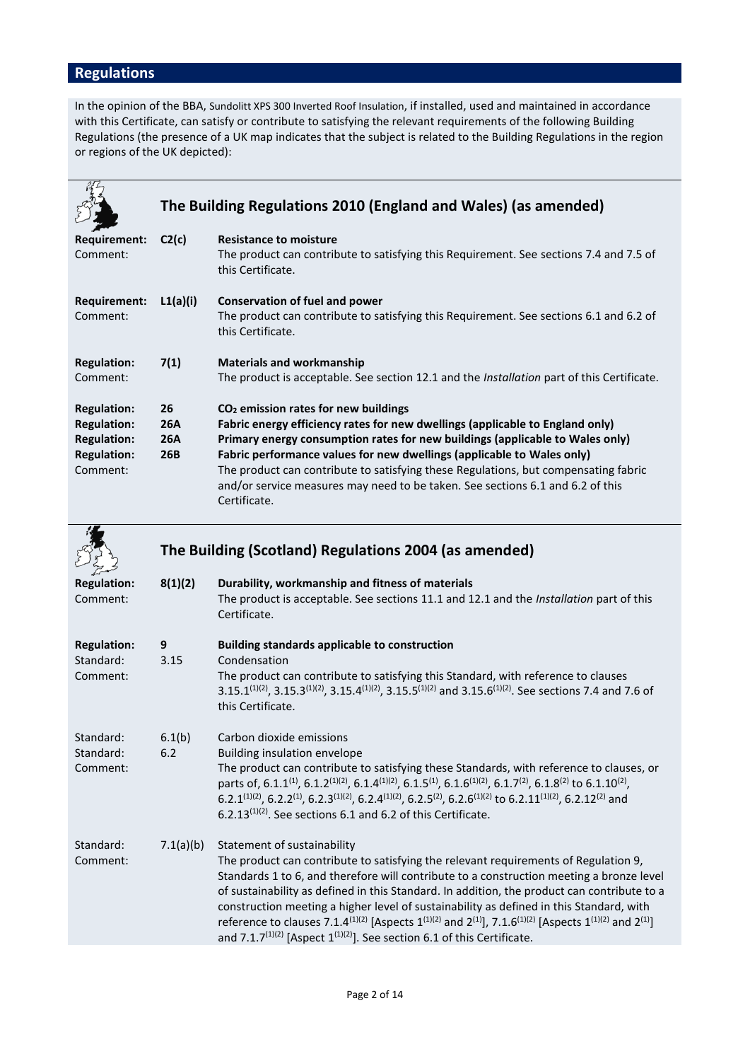## Regulations

In the opinion of the BBA, Sundolitt XPS 300 Inverted Roof Insulation, if installed, used and maintained in accordance with this Certificate, can satisfy or contribute to satisfying the relevant requirements of the following Building Regulations (the presence of a UK map indicates that the subject is related to the Building Regulations in the region or regions of the UK depicted):

### The Building Regulations 2010 (England and Wales) (as amended)

**Requirement:** **C2(c)** **Resistance to moisture**
Comment: The product can contribute to satisfying this Requirement. See sections 7.4 and 7.5 of this Certificate.

**Requirement:** **L1(a)(i)** **Conservation of fuel and power**
Comment: The product can contribute to satisfying this Requirement. See sections 6.1 and 6.2 of this Certificate.

**Regulation:** **7(1)** **Materials and workmanship**
Comment: The product is acceptable. See section 12.1 and the *Installation* part of this Certificate.

**Regulation:** **26** **$CO_2$ emission rates for new buildings**
**Regulation:** **26A** **Fabric energy efficiency rates for new dwellings (applicable to England only)**
**Regulation:** **26A** **Primary energy consumption rates for new buildings (applicable to Wales only)**
**Regulation:** **26B** **Fabric performance values for new dwellings (applicable to Wales only)**
Comment: The product can contribute to satisfying these Regulations, but compensating fabric and/or service measures may need to be taken. See sections 6.1 and 6.2 of this Certificate.

### The Building (Scotland) Regulations 2004 (as amended)

**Regulation:** **8(1)(2)** **Durability, workmanship and fitness of materials**
Comment: The product is acceptable. See sections 11.1 and 12.1 and the *Installation* part of this Certificate.

**Regulation:** **9** **Building standards applicable to construction**
Standard: 3.15 Condensation
Comment: The product can contribute to satisfying this Standard, with reference to clauses 3.15.1(1)(2), 3.15.3(1)(2), 3.15.4(1)(2), 3.15.5(1)(2) and 3.15.6(1)(2). See sections 7.4 and 7.6 of this Certificate.

Standard: 6.1(b) Carbon dioxide emissions
Standard: 6.2 Building insulation envelope
Comment: The product can contribute to satisfying these Standards, with reference to clauses, or parts of, 6.1.1(1), 6.1.2(1)(2), 6.1.4(1)(2), 6.1.5(1), 6.1.6(1)(2), 6.1.7(2), 6.1.8(2) to 6.1.10(2), 6.2.1(1)(2), 6.2.2(1), 6.2.3(1)(2), 6.2.4(1)(2), 6.2.5(2), 6.2.6(1)(2) to 6.2.11(1)(2), 6.2.12(2) and 6.2.13(1)(2). See sections 6.1 and 6.2 of this Certificate.

Standard: 7.1(a)(b) Statement of sustainability
Comment: The product can contribute to satisfying the relevant requirements of Regulation 9, Standards 1 to 6, and therefore will contribute to a construction meeting a bronze level of sustainability as defined in this Standard. In addition, the product can contribute to a construction meeting a higher level of sustainability as defined in this Standard, with reference to clauses 7.1.4(1)(2) [Aspects 1(1)(2) and 2(1)], 7.1.6(1)(2) [Aspects 1(1)(2) and 2(1)] and 7.1.7(1)(2) [Aspect 1(1)(2)]. See section 6.1 of this Certificate.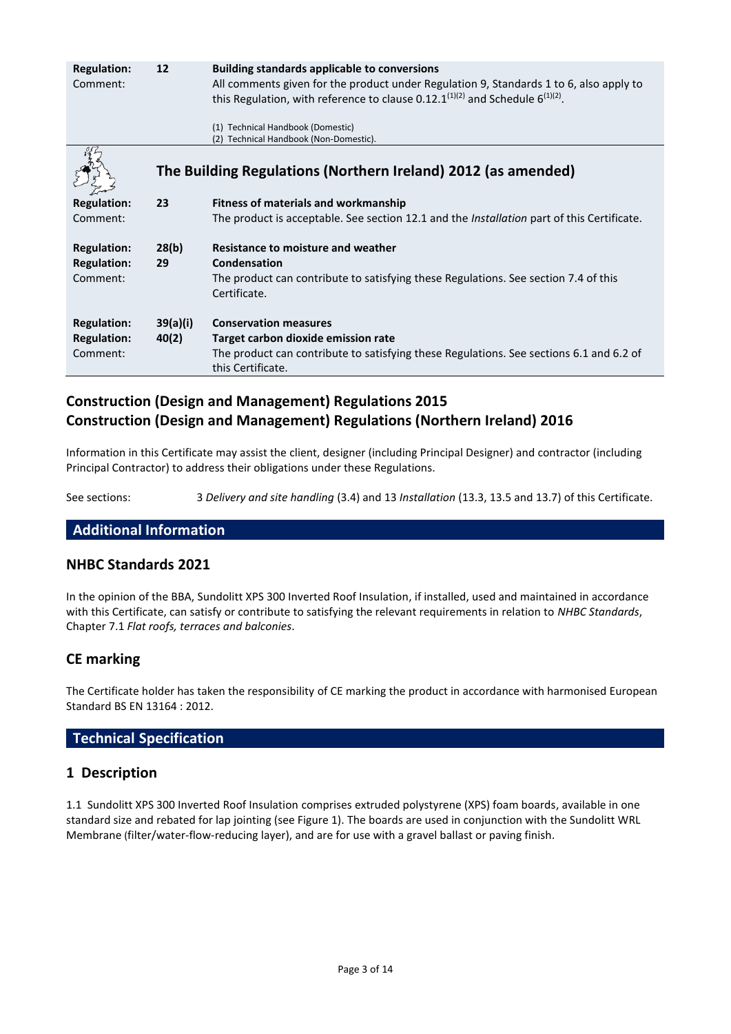| | | |
|---|---|---|
| **Regulation:** | **12** | **Building standards applicable to conversions** |
| Comment: | | All comments given for the product under Regulation 9, Standards 1 to 6, also apply to this Regulation, with reference to clause 0.12.1[(1)(2)] and Schedule 6[(1)(2)]. |
| | | (1) Technical Handbook (Domestic)<br>(2) Technical Handbook (Non-Domestic). |

## The Building Regulations (Northern Ireland) 2012 (as amended)

| | | |
|---|---|---|
| **Regulation:** | **23** | **Fitness of materials and workmanship** |
| Comment: | | The product is acceptable. See section 12.1 and the *Installation* part of this Certificate. |
| **Regulation:** | **28(b)** | **Resistance to moisture and weather** |
| **Regulation:** | **29** | **Condensation** |
| Comment: | | The product can contribute to satisfying these Regulations. See section 7.4 of this Certificate. |
| **Regulation:** | **39(a)(i)** | **Conservation measures** |
| **Regulation:** | **40(2)** | **Target carbon dioxide emission rate** |
| Comment: | | The product can contribute to satisfying these Regulations. See sections 6.1 and 6.2 of this Certificate. |

## Construction (Design and Management) Regulations 2015
## Construction (Design and Management) Regulations (Northern Ireland) 2016

Information in this Certificate may assist the client, designer (including Principal Designer) and contractor (including Principal Contractor) to address their obligations under these Regulations.

See sections: 3 *Delivery and site handling* (3.4) and 13 *Installation* (13.3, 13.5 and 13.7) of this Certificate.

# Additional Information

## NHBC Standards 2021

In the opinion of the BBA, Sundolitt XPS 300 Inverted Roof Insulation, if installed, used and maintained in accordance with this Certificate, can satisfy or contribute to satisfying the relevant requirements in relation to *NHBC Standards*, Chapter 7.1 *Flat roofs, terraces and balconies*.

## CE marking

The Certificate holder has taken the responsibility of CE marking the product in accordance with harmonised European Standard BS EN 13164 : 2012.

# Technical Specification

## 1 Description

1.1 Sundolitt XPS 300 Inverted Roof Insulation comprises extruded polystyrene (XPS) foam boards, available in one standard size and rebated for lap jointing (see Figure 1). The boards are used in conjunction with the Sundolitt WRL Membrane (filter/water-flow-reducing layer), and are for use with a gravel ballast or paving finish.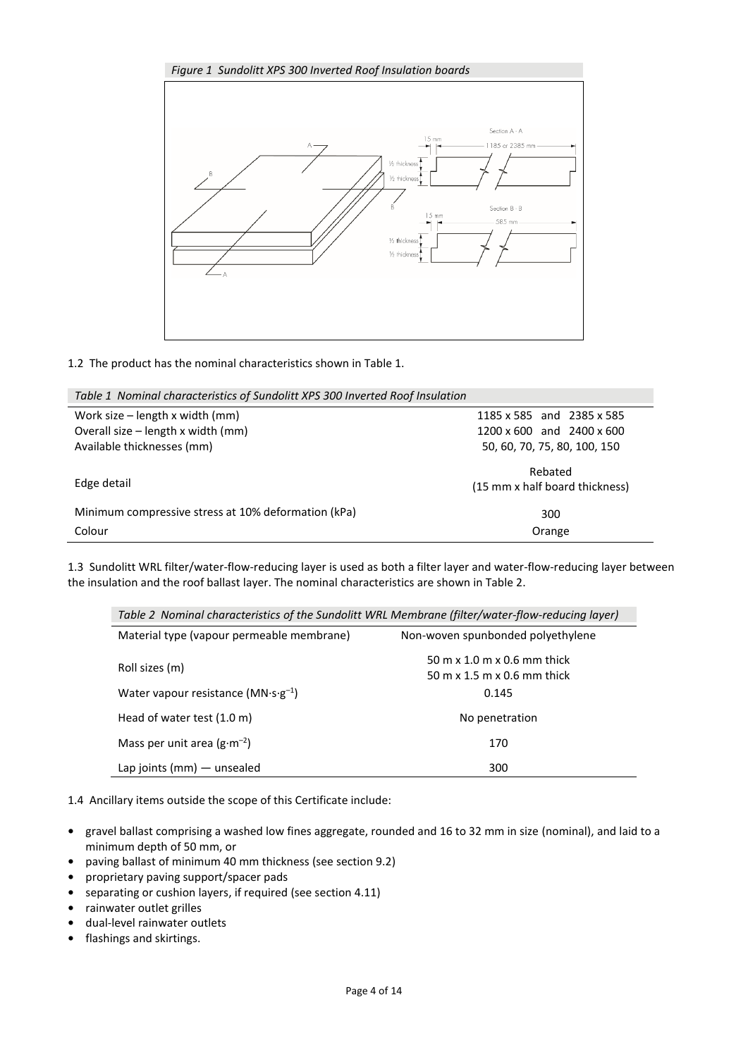*Figure 1 Sundolitt XPS 300 Inverted Roof Insulation boards*

1.2 The product has the nominal characteristics shown in Table 1.

*Table 1 Nominal characteristics of Sundolitt XPS 300 Inverted Roof Insulation*

| | |
|---|---|
| Work size – length x width (mm) | 1185 x 585 and 2385 x 585 |
| Overall size – length x width (mm) | 1200 x 600 and 2400 x 600 |
| Available thicknesses (mm) | 50, 60, 70, 75, 80, 100, 150 |
| Edge detail | Rebated (15 mm x half board thickness) |
| Minimum compressive stress at 10% deformation (kPa) | 300 |
| Colour | Orange |

1.3 Sundolitt WRL filter/water-flow-reducing layer is used as both a filter layer and water-flow-reducing layer between the insulation and the roof ballast layer. The nominal characteristics are shown in Table 2.

*Table 2 Nominal characteristics of the Sundolitt WRL Membrane (filter/water-flow-reducing layer)*

| | |
|---|---|
| Material type (vapour permeable membrane) | Non-woven spunbonded polyethylene |
| Roll sizes (m) | 50 m x 1.0 m x 0.6 mm thick<br>50 m x 1.5 m x 0.6 mm thick |
| Water vapour resistance ($MN{\cdot}s{\cdot}g^{-1}$) | 0.145 |
| Head of water test (1.0 m) | No penetration |
| Mass per unit area ($g{\cdot}m^{-2}$) | 170 |
| Lap joints (mm) — unsealed | 300 |

1.4 Ancillary items outside the scope of this Certificate include:

- gravel ballast comprising a washed low fines aggregate, rounded and 16 to 32 mm in size (nominal), and laid to a minimum depth of 50 mm, or
- paving ballast of minimum 40 mm thickness (see section 9.2)
- proprietary paving support/spacer pads
- separating or cushion layers, if required (see section 4.11)
- rainwater outlet grilles
- dual-level rainwater outlets
- flashings and skirtings.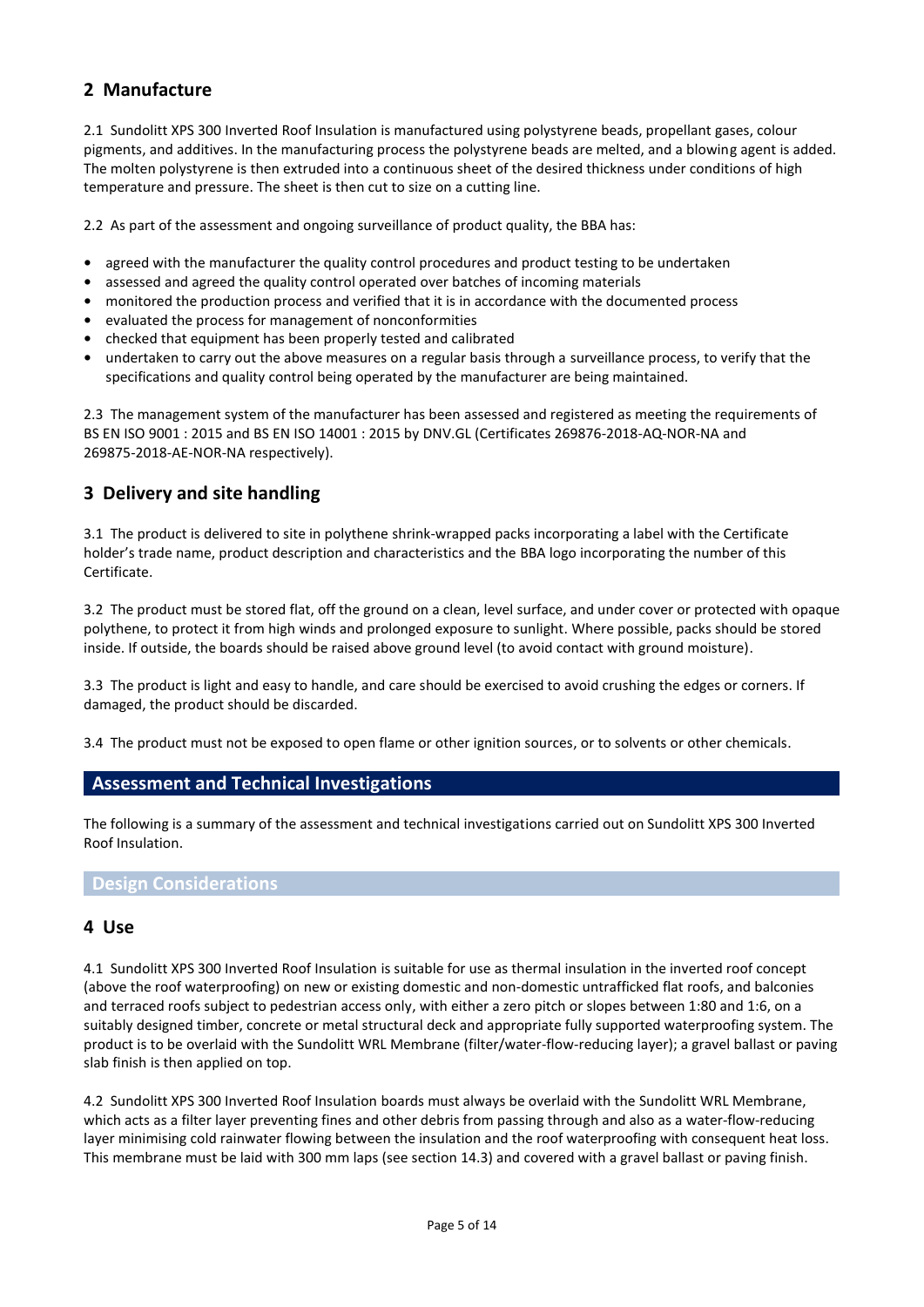## 2 Manufacture

2.1 Sundolitt XPS 300 Inverted Roof Insulation is manufactured using polystyrene beads, propellant gases, colour pigments, and additives. In the manufacturing process the polystyrene beads are melted, and a blowing agent is added. The molten polystyrene is then extruded into a continuous sheet of the desired thickness under conditions of high temperature and pressure. The sheet is then cut to size on a cutting line.

2.2 As part of the assessment and ongoing surveillance of product quality, the BBA has:

- agreed with the manufacturer the quality control procedures and product testing to be undertaken
- assessed and agreed the quality control operated over batches of incoming materials
- monitored the production process and verified that it is in accordance with the documented process
- evaluated the process for management of nonconformities
- checked that equipment has been properly tested and calibrated
- undertaken to carry out the above measures on a regular basis through a surveillance process, to verify that the specifications and quality control being operated by the manufacturer are being maintained.

2.3 The management system of the manufacturer has been assessed and registered as meeting the requirements of BS EN ISO 9001 : 2015 and BS EN ISO 14001 : 2015 by DNV.GL (Certificates 269876-2018-AQ-NOR-NA and 269875-2018-AE-NOR-NA respectively).

## 3 Delivery and site handling

3.1 The product is delivered to site in polythene shrink-wrapped packs incorporating a label with the Certificate holder's trade name, product description and characteristics and the BBA logo incorporating the number of this Certificate.

3.2 The product must be stored flat, off the ground on a clean, level surface, and under cover or protected with opaque polythene, to protect it from high winds and prolonged exposure to sunlight. Where possible, packs should be stored inside. If outside, the boards should be raised above ground level (to avoid contact with ground moisture).

3.3 The product is light and easy to handle, and care should be exercised to avoid crushing the edges or corners. If damaged, the product should be discarded.

3.4 The product must not be exposed to open flame or other ignition sources, or to solvents or other chemicals.

# Assessment and Technical Investigations

The following is a summary of the assessment and technical investigations carried out on Sundolitt XPS 300 Inverted Roof Insulation.

## Design Considerations

## 4 Use

4.1 Sundolitt XPS 300 Inverted Roof Insulation is suitable for use as thermal insulation in the inverted roof concept (above the roof waterproofing) on new or existing domestic and non-domestic untrafficked flat roofs, and balconies and terraced roofs subject to pedestrian access only, with either a zero pitch or slopes between 1:80 and 1:6, on a suitably designed timber, concrete or metal structural deck and appropriate fully supported waterproofing system. The product is to be overlaid with the Sundolitt WRL Membrane (filter/water-flow-reducing layer); a gravel ballast or paving slab finish is then applied on top.

4.2 Sundolitt XPS 300 Inverted Roof Insulation boards must always be overlaid with the Sundolitt WRL Membrane, which acts as a filter layer preventing fines and other debris from passing through and also as a water-flow-reducing layer minimising cold rainwater flowing between the insulation and the roof waterproofing with consequent heat loss. This membrane must be laid with 300 mm laps (see section 14.3) and covered with a gravel ballast or paving finish.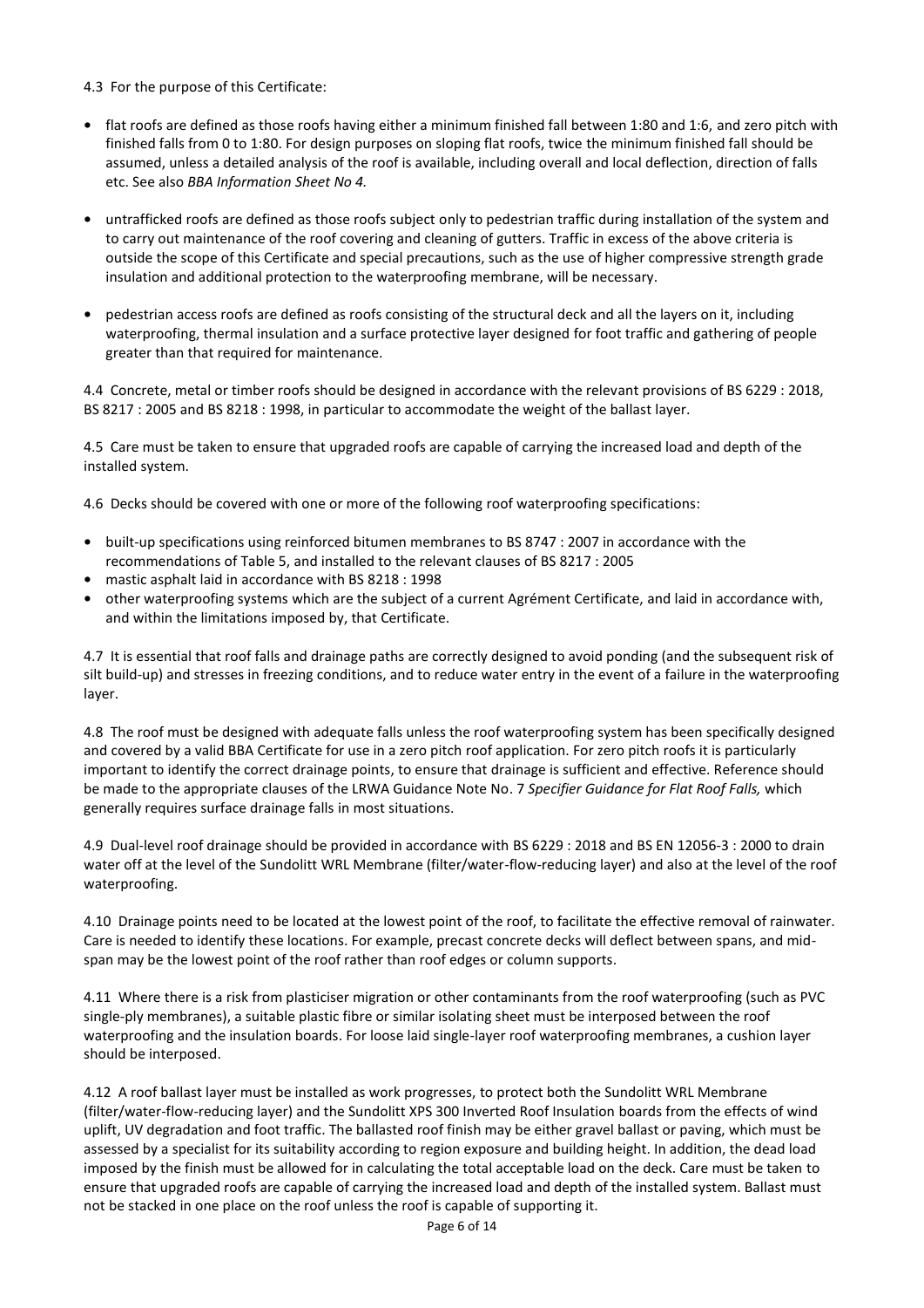4.3 For the purpose of this Certificate:

- flat roofs are defined as those roofs having either a minimum finished fall between 1:80 and 1:6, and zero pitch with finished falls from 0 to 1:80. For design purposes on sloping flat roofs, twice the minimum finished fall should be assumed, unless a detailed analysis of the roof is available, including overall and local deflection, direction of falls etc. See also *BBA Information Sheet No 4.*
- untrafficked roofs are defined as those roofs subject only to pedestrian traffic during installation of the system and to carry out maintenance of the roof covering and cleaning of gutters. Traffic in excess of the above criteria is outside the scope of this Certificate and special precautions, such as the use of higher compressive strength grade insulation and additional protection to the waterproofing membrane, will be necessary.
- pedestrian access roofs are defined as roofs consisting of the structural deck and all the layers on it, including waterproofing, thermal insulation and a surface protective layer designed for foot traffic and gathering of people greater than that required for maintenance.

4.4 Concrete, metal or timber roofs should be designed in accordance with the relevant provisions of BS 6229 : 2018, BS 8217 : 2005 and BS 8218 : 1998, in particular to accommodate the weight of the ballast layer.

4.5 Care must be taken to ensure that upgraded roofs are capable of carrying the increased load and depth of the installed system.

4.6 Decks should be covered with one or more of the following roof waterproofing specifications:

- built-up specifications using reinforced bitumen membranes to BS 8747 : 2007 in accordance with the recommendations of Table 5, and installed to the relevant clauses of BS 8217 : 2005
- mastic asphalt laid in accordance with BS 8218 : 1998
- other waterproofing systems which are the subject of a current Agrément Certificate, and laid in accordance with, and within the limitations imposed by, that Certificate.

4.7 It is essential that roof falls and drainage paths are correctly designed to avoid ponding (and the subsequent risk of silt build-up) and stresses in freezing conditions, and to reduce water entry in the event of a failure in the waterproofing layer.

4.8 The roof must be designed with adequate falls unless the roof waterproofing system has been specifically designed and covered by a valid BBA Certificate for use in a zero pitch roof application. For zero pitch roofs it is particularly important to identify the correct drainage points, to ensure that drainage is sufficient and effective. Reference should be made to the appropriate clauses of the LRWA Guidance Note No. 7 *Specifier Guidance for Flat Roof Falls,* which generally requires surface drainage falls in most situations.

4.9 Dual-level roof drainage should be provided in accordance with BS 6229 : 2018 and BS EN 12056-3 : 2000 to drain water off at the level of the Sundolitt WRL Membrane (filter/water-flow-reducing layer) and also at the level of the roof waterproofing.

4.10 Drainage points need to be located at the lowest point of the roof, to facilitate the effective removal of rainwater. Care is needed to identify these locations. For example, precast concrete decks will deflect between spans, and mid-span may be the lowest point of the roof rather than roof edges or column supports.

4.11 Where there is a risk from plasticiser migration or other contaminants from the roof waterproofing (such as PVC single-ply membranes), a suitable plastic fibre or similar isolating sheet must be interposed between the roof waterproofing and the insulation boards. For loose laid single-layer roof waterproofing membranes, a cushion layer should be interposed.

4.12 A roof ballast layer must be installed as work progresses, to protect both the Sundolitt WRL Membrane (filter/water-flow-reducing layer) and the Sundolitt XPS 300 Inverted Roof Insulation boards from the effects of wind uplift, UV degradation and foot traffic. The ballasted roof finish may be either gravel ballast or paving, which must be assessed by a specialist for its suitability according to region exposure and building height. In addition, the dead load imposed by the finish must be allowed for in calculating the total acceptable load on the deck. Care must be taken to ensure that upgraded roofs are capable of carrying the increased load and depth of the installed system. Ballast must not be stacked in one place on the roof unless the roof is capable of supporting it.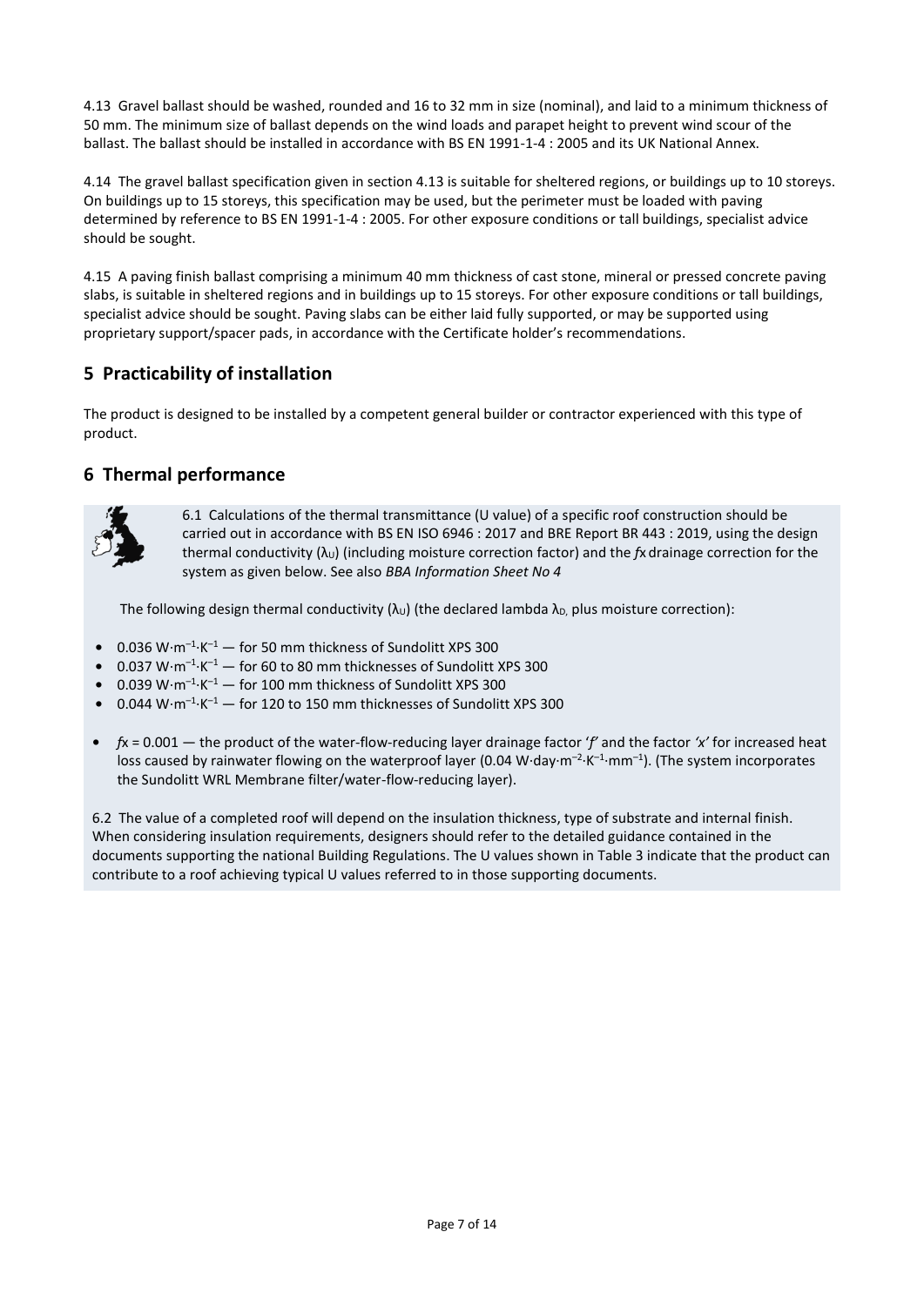4.13 Gravel ballast should be washed, rounded and 16 to 32 mm in size (nominal), and laid to a minimum thickness of 50 mm. The minimum size of ballast depends on the wind loads and parapet height to prevent wind scour of the ballast. The ballast should be installed in accordance with BS EN 1991-1-4 : 2005 and its UK National Annex.

4.14 The gravel ballast specification given in section 4.13 is suitable for sheltered regions, or buildings up to 10 storeys. On buildings up to 15 storeys, this specification may be used, but the perimeter must be loaded with paving determined by reference to BS EN 1991-1-4 : 2005. For other exposure conditions or tall buildings, specialist advice should be sought.

4.15 A paving finish ballast comprising a minimum 40 mm thickness of cast stone, mineral or pressed concrete paving slabs, is suitable in sheltered regions and in buildings up to 15 storeys. For other exposure conditions or tall buildings, specialist advice should be sought. Paving slabs can be either laid fully supported, or may be supported using proprietary support/spacer pads, in accordance with the Certificate holder's recommendations.

## 5 Practicability of installation

The product is designed to be installed by a competent general builder or contractor experienced with this type of product.

## 6 Thermal performance

6.1 Calculations of the thermal transmittance (U value) of a specific roof construction should be carried out in accordance with BS EN ISO 6946 : 2017 and BRE Report BR 443 : 2019, using the design thermal conductivity ($\lambda_U$) (including moisture correction factor) and the *fx* drainage correction for the system as given below. See also *BBA Information Sheet No 4*

The following design thermal conductivity ($\lambda_U$) (the declared lambda $\lambda_D$, plus moisture correction):

- 0.036 $W{\cdot}m^{-1}{\cdot}K^{-1}$ — for 50 mm thickness of Sundolitt XPS 300
- 0.037 $W{\cdot}m^{-1}{\cdot}K^{-1}$ — for 60 to 80 mm thicknesses of Sundolitt XPS 300
- 0.039 $W{\cdot}m^{-1}{\cdot}K^{-1}$ — for 100 mm thickness of Sundolitt XPS 300
- 0.044 $W{\cdot}m^{-1}{\cdot}K^{-1}$ — for 120 to 150 mm thicknesses of Sundolitt XPS 300

- *fx* = 0.001 — the product of the water-flow-reducing layer drainage factor '*f*' and the factor *'x'* for increased heat loss caused by rainwater flowing on the waterproof layer (0.04 $W{\cdot}day{\cdot}m^{-2}{\cdot}K^{-1}{\cdot}mm^{-1}$). (The system incorporates the Sundolitt WRL Membrane filter/water-flow-reducing layer).

6.2 The value of a completed roof will depend on the insulation thickness, type of substrate and internal finish. When considering insulation requirements, designers should refer to the detailed guidance contained in the documents supporting the national Building Regulations. The U values shown in Table 3 indicate that the product can contribute to a roof achieving typical U values referred to in those supporting documents.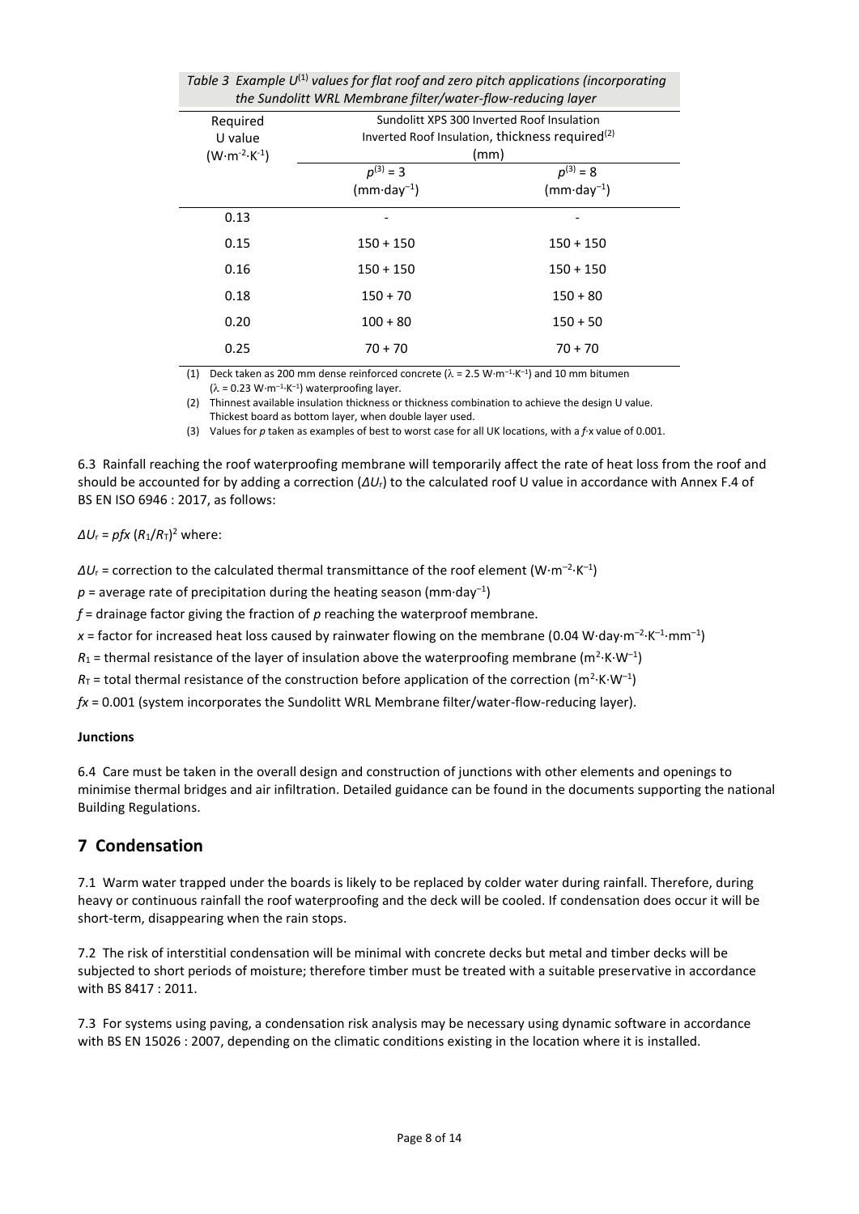*Table 3 Example $U^{(1)}$ values for flat roof and zero pitch applications (incorporating the Sundolitt WRL Membrane filter/water-flow-reducing layer*

| Required U value ($W \cdot m^{-2} \cdot K^{-1}$) | Sundolitt XPS 300 Inverted Roof Insulation Inverted Roof Insulation, thickness required[(2)] (mm) | |
|---|---|---|
| | $p^{(3)} = 3$ ($mm \cdot day^{-1}$) | $p^{(3)} = 8$ ($mm \cdot day^{-1}$) |
| 0.13 | - | - |
| 0.15 | 150 + 150 | 150 + 150 |
| 0.16 | 150 + 150 | 150 + 150 |
| 0.18 | 150 + 70 | 150 + 80 |
| 0.20 | 100 + 80 | 150 + 50 |
| 0.25 | 70 + 70 | 70 + 70 |

(1) Deck taken as 200 mm dense reinforced concrete ($\lambda = 2.5\ W \cdot m^{-1} \cdot K^{-1}$) and 10 mm bitumen ($\lambda = 0.23\ W \cdot m^{-1} \cdot K^{-1}$) waterproofing layer.

(2) Thinnest available insulation thickness or thickness combination to achieve the design U value. Thickest board as bottom layer, when double layer used.

(3) Values for $p$ taken as examples of best to worst case for all UK locations, with a $f \cdot x$ value of 0.001.

6.3 Rainfall reaching the roof waterproofing membrane will temporarily affect the rate of heat loss from the roof and should be accounted for by adding a correction ($\Delta U_r$) to the calculated roof U value in accordance with Annex F.4 of BS EN ISO 6946 : 2017, as follows:

$\Delta U_r = pfx\,(R_1/R_T)^2$ where:

$\Delta U_r$ = correction to the calculated thermal transmittance of the roof element ($W \cdot m^{-2} \cdot K^{-1}$)

$p$ = average rate of precipitation during the heating season ($mm \cdot day^{-1}$)

$f$ = drainage factor giving the fraction of $p$ reaching the waterproof membrane.

$x$ = factor for increased heat loss caused by rainwater flowing on the membrane ($0.04\ W \cdot day \cdot m^{-2} \cdot K^{-1} \cdot mm^{-1}$)

$R_1$ = thermal resistance of the layer of insulation above the waterproofing membrane ($m^2 \cdot K \cdot W^{-1}$)

$R_T$ = total thermal resistance of the construction before application of the correction ($m^2 \cdot K \cdot W^{-1}$)

$fx$ = 0.001 (system incorporates the Sundolitt WRL Membrane filter/water-flow-reducing layer).

**Junctions**

6.4 Care must be taken in the overall design and construction of junctions with other elements and openings to minimise thermal bridges and air infiltration. Detailed guidance can be found in the documents supporting the national Building Regulations.

## 7 Condensation

7.1 Warm water trapped under the boards is likely to be replaced by colder water during rainfall. Therefore, during heavy or continuous rainfall the roof waterproofing and the deck will be cooled. If condensation does occur it will be short-term, disappearing when the rain stops.

7.2 The risk of interstitial condensation will be minimal with concrete decks but metal and timber decks will be subjected to short periods of moisture; therefore timber must be treated with a suitable preservative in accordance with BS 8417 : 2011.

7.3 For systems using paving, a condensation risk analysis may be necessary using dynamic software in accordance with BS EN 15026 : 2007, depending on the climatic conditions existing in the location where it is installed.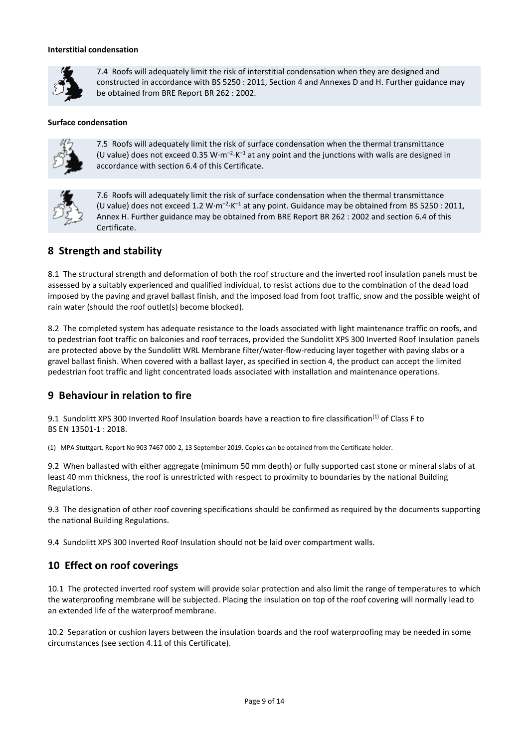**Interstitial condensation**

7.4 Roofs will adequately limit the risk of interstitial condensation when they are designed and constructed in accordance with BS 5250 : 2011, Section 4 and Annexes D and H. Further guidance may be obtained from BRE Report BR 262 : 2002.

**Surface condensation**

7.5 Roofs will adequately limit the risk of surface condensation when the thermal transmittance (U value) does not exceed 0.35 $W{\cdot}m^{-2}{\cdot}K^{-1}$ at any point and the junctions with walls are designed in accordance with section 6.4 of this Certificate.

7.6 Roofs will adequately limit the risk of surface condensation when the thermal transmittance (U value) does not exceed 1.2 $W{\cdot}m^{-2}{\cdot}K^{-1}$ at any point. Guidance may be obtained from BS 5250 : 2011, Annex H. Further guidance may be obtained from BRE Report BR 262 : 2002 and section 6.4 of this Certificate.

## 8 Strength and stability

8.1 The structural strength and deformation of both the roof structure and the inverted roof insulation panels must be assessed by a suitably experienced and qualified individual, to resist actions due to the combination of the dead load imposed by the paving and gravel ballast finish, and the imposed load from foot traffic, snow and the possible weight of rain water (should the roof outlet(s) become blocked).

8.2 The completed system has adequate resistance to the loads associated with light maintenance traffic on roofs, and to pedestrian foot traffic on balconies and roof terraces, provided the Sundolitt XPS 300 Inverted Roof Insulation panels are protected above by the Sundolitt WRL Membrane filter/water-flow-reducing layer together with paving slabs or a gravel ballast finish. When covered with a ballast layer, as specified in section 4, the product can accept the limited pedestrian foot traffic and light concentrated loads associated with installation and maintenance operations.

## 9 Behaviour in relation to fire

9.1 Sundolitt XPS 300 Inverted Roof Insulation boards have a reaction to fire classification[1] of Class F to BS EN 13501-1 : 2018.

(1) MPA Stuttgart. Report No 903 7467 000-2, 13 September 2019. Copies can be obtained from the Certificate holder.

9.2 When ballasted with either aggregate (minimum 50 mm depth) or fully supported cast stone or mineral slabs of at least 40 mm thickness, the roof is unrestricted with respect to proximity to boundaries by the national Building Regulations.

9.3 The designation of other roof covering specifications should be confirmed as required by the documents supporting the national Building Regulations.

9.4 Sundolitt XPS 300 Inverted Roof Insulation should not be laid over compartment walls.

## 10 Effect on roof coverings

10.1 The protected inverted roof system will provide solar protection and also limit the range of temperatures to which the waterproofing membrane will be subjected. Placing the insulation on top of the roof covering will normally lead to an extended life of the waterproof membrane.

10.2 Separation or cushion layers between the insulation boards and the roof waterproofing may be needed in some circumstances (see section 4.11 of this Certificate).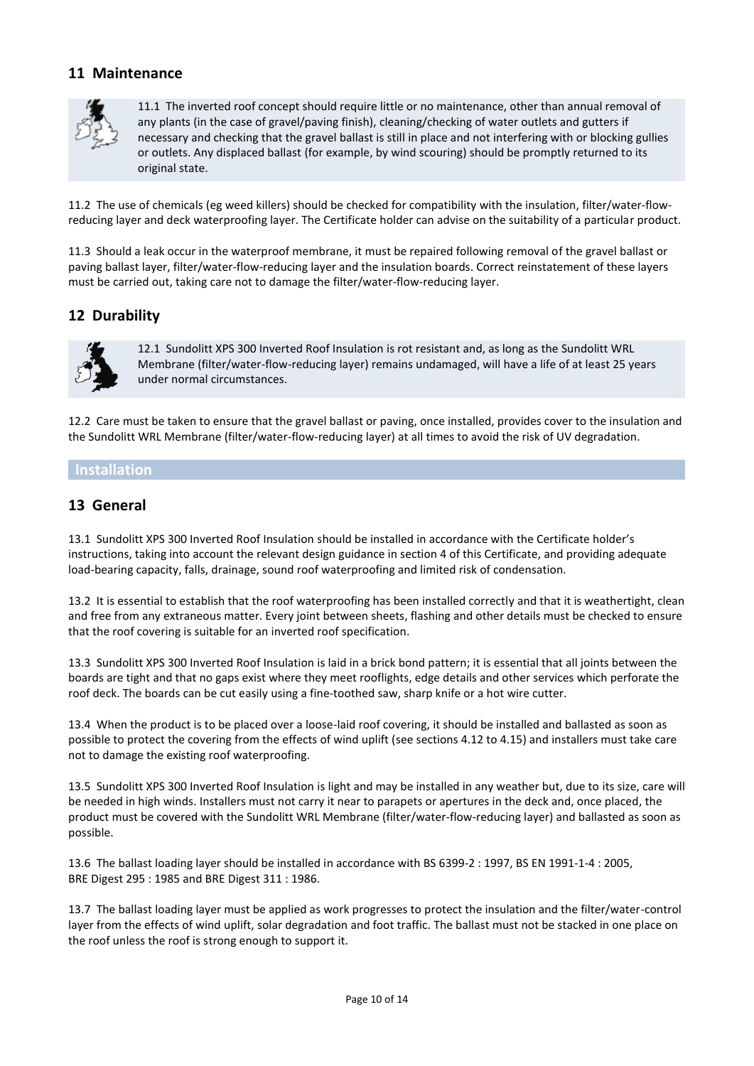## 11 Maintenance

11.1 The inverted roof concept should require little or no maintenance, other than annual removal of any plants (in the case of gravel/paving finish), cleaning/checking of water outlets and gutters if necessary and checking that the gravel ballast is still in place and not interfering with or blocking gullies or outlets. Any displaced ballast (for example, by wind scouring) should be promptly returned to its original state.

11.2 The use of chemicals (eg weed killers) should be checked for compatibility with the insulation, filter/water-flow-reducing layer and deck waterproofing layer. The Certificate holder can advise on the suitability of a particular product.

11.3 Should a leak occur in the waterproof membrane, it must be repaired following removal of the gravel ballast or paving ballast layer, filter/water-flow-reducing layer and the insulation boards. Correct reinstatement of these layers must be carried out, taking care not to damage the filter/water-flow-reducing layer.

## 12 Durability

12.1 Sundolitt XPS 300 Inverted Roof Insulation is rot resistant and, as long as the Sundolitt WRL Membrane (filter/water-flow-reducing layer) remains undamaged, will have a life of at least 25 years under normal circumstances.

12.2 Care must be taken to ensure that the gravel ballast or paving, once installed, provides cover to the insulation and the Sundolitt WRL Membrane (filter/water-flow-reducing layer) at all times to avoid the risk of UV degradation.

# Installation

## 13 General

13.1 Sundolitt XPS 300 Inverted Roof Insulation should be installed in accordance with the Certificate holder's instructions, taking into account the relevant design guidance in section 4 of this Certificate, and providing adequate load-bearing capacity, falls, drainage, sound roof waterproofing and limited risk of condensation.

13.2 It is essential to establish that the roof waterproofing has been installed correctly and that it is weathertight, clean and free from any extraneous matter. Every joint between sheets, flashing and other details must be checked to ensure that the roof covering is suitable for an inverted roof specification.

13.3 Sundolitt XPS 300 Inverted Roof Insulation is laid in a brick bond pattern; it is essential that all joints between the boards are tight and that no gaps exist where they meet rooflights, edge details and other services which perforate the roof deck. The boards can be cut easily using a fine-toothed saw, sharp knife or a hot wire cutter.

13.4 When the product is to be placed over a loose-laid roof covering, it should be installed and ballasted as soon as possible to protect the covering from the effects of wind uplift (see sections 4.12 to 4.15) and installers must take care not to damage the existing roof waterproofing.

13.5 Sundolitt XPS 300 Inverted Roof Insulation is light and may be installed in any weather but, due to its size, care will be needed in high winds. Installers must not carry it near to parapets or apertures in the deck and, once placed, the product must be covered with the Sundolitt WRL Membrane (filter/water-flow-reducing layer) and ballasted as soon as possible.

13.6 The ballast loading layer should be installed in accordance with BS 6399-2 : 1997, BS EN 1991-1-4 : 2005, BRE Digest 295 : 1985 and BRE Digest 311 : 1986.

13.7 The ballast loading layer must be applied as work progresses to protect the insulation and the filter/water-control layer from the effects of wind uplift, solar degradation and foot traffic. The ballast must not be stacked in one place on the roof unless the roof is strong enough to support it.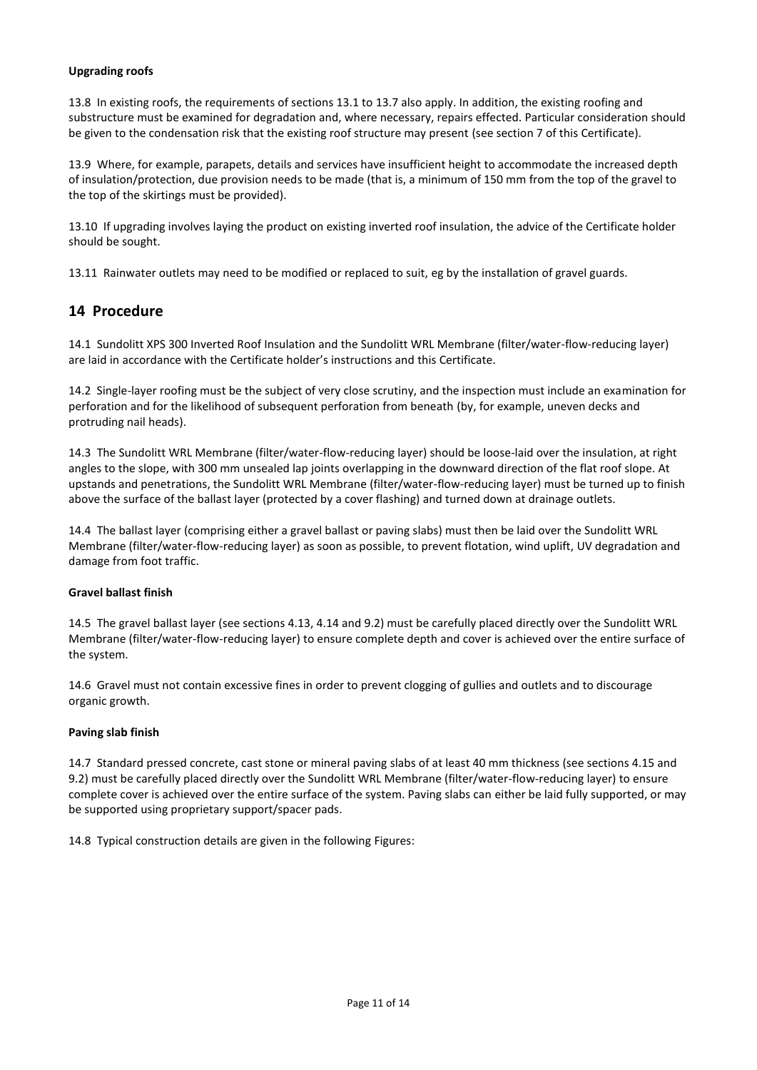**Upgrading roofs**

13.8 In existing roofs, the requirements of sections 13.1 to 13.7 also apply. In addition, the existing roofing and substructure must be examined for degradation and, where necessary, repairs effected. Particular consideration should be given to the condensation risk that the existing roof structure may present (see section 7 of this Certificate).

13.9 Where, for example, parapets, details and services have insufficient height to accommodate the increased depth of insulation/protection, due provision needs to be made (that is, a minimum of 150 mm from the top of the gravel to the top of the skirtings must be provided).

13.10 If upgrading involves laying the product on existing inverted roof insulation, the advice of the Certificate holder should be sought.

13.11 Rainwater outlets may need to be modified or replaced to suit, eg by the installation of gravel guards.

## 14 Procedure

14.1 Sundolitt XPS 300 Inverted Roof Insulation and the Sundolitt WRL Membrane (filter/water-flow-reducing layer) are laid in accordance with the Certificate holder's instructions and this Certificate.

14.2 Single-layer roofing must be the subject of very close scrutiny, and the inspection must include an examination for perforation and for the likelihood of subsequent perforation from beneath (by, for example, uneven decks and protruding nail heads).

14.3 The Sundolitt WRL Membrane (filter/water-flow-reducing layer) should be loose-laid over the insulation, at right angles to the slope, with 300 mm unsealed lap joints overlapping in the downward direction of the flat roof slope. At upstands and penetrations, the Sundolitt WRL Membrane (filter/water-flow-reducing layer) must be turned up to finish above the surface of the ballast layer (protected by a cover flashing) and turned down at drainage outlets.

14.4 The ballast layer (comprising either a gravel ballast or paving slabs) must then be laid over the Sundolitt WRL Membrane (filter/water-flow-reducing layer) as soon as possible, to prevent flotation, wind uplift, UV degradation and damage from foot traffic.

**Gravel ballast finish**

14.5 The gravel ballast layer (see sections 4.13, 4.14 and 9.2) must be carefully placed directly over the Sundolitt WRL Membrane (filter/water-flow-reducing layer) to ensure complete depth and cover is achieved over the entire surface of the system.

14.6 Gravel must not contain excessive fines in order to prevent clogging of gullies and outlets and to discourage organic growth.

**Paving slab finish**

14.7 Standard pressed concrete, cast stone or mineral paving slabs of at least 40 mm thickness (see sections 4.15 and 9.2) must be carefully placed directly over the Sundolitt WRL Membrane (filter/water-flow-reducing layer) to ensure complete cover is achieved over the entire surface of the system. Paving slabs can either be laid fully supported, or may be supported using proprietary support/spacer pads.

14.8 Typical construction details are given in the following Figures: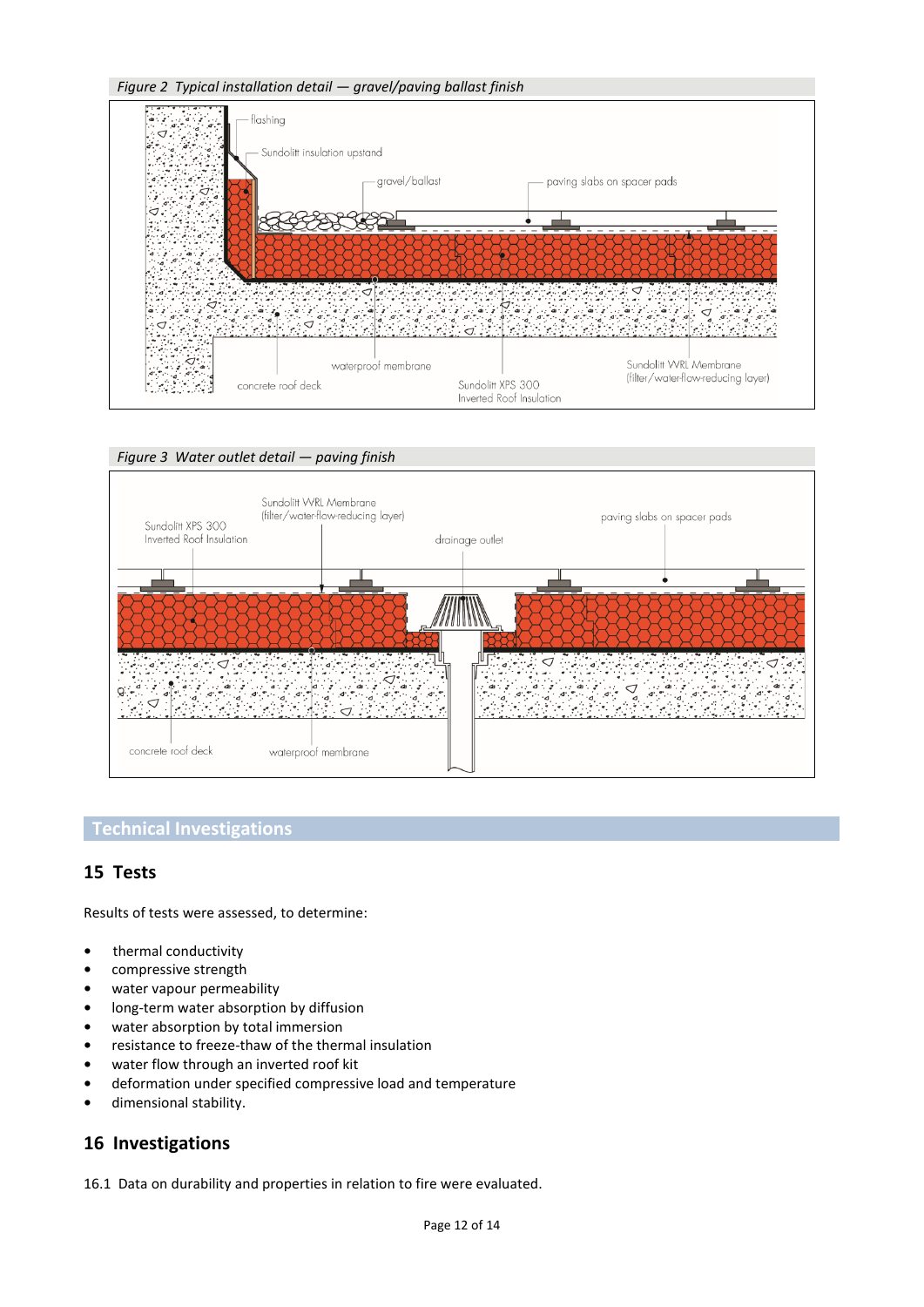*Figure 2 Typical installation detail — gravel/paving ballast finish*

flashing

Sundolitt insulation upstand

gravel/ballast

paving slabs on spacer pads

waterproof membrane

concrete roof deck

Sundolitt XPS 300 Inverted Roof Insulation

Sundolitt WRL Membrane (filter/water-flow-reducing layer)

*Figure 3 Water outlet detail — paving finish*

Sundolitt WRL Membrane (filter/water-flow-reducing layer)

Sundolitt XPS 300 Inverted Roof Insulation

drainage outlet

paving slabs on spacer pads

concrete roof deck

waterproof membrane

## Technical Investigations

## 15 Tests

Results of tests were assessed, to determine:

- thermal conductivity
- compressive strength
- water vapour permeability
- long-term water absorption by diffusion
- water absorption by total immersion
- resistance to freeze-thaw of the thermal insulation
- water flow through an inverted roof kit
- deformation under specified compressive load and temperature
- dimensional stability.

## 16 Investigations

16.1 Data on durability and properties in relation to fire were evaluated.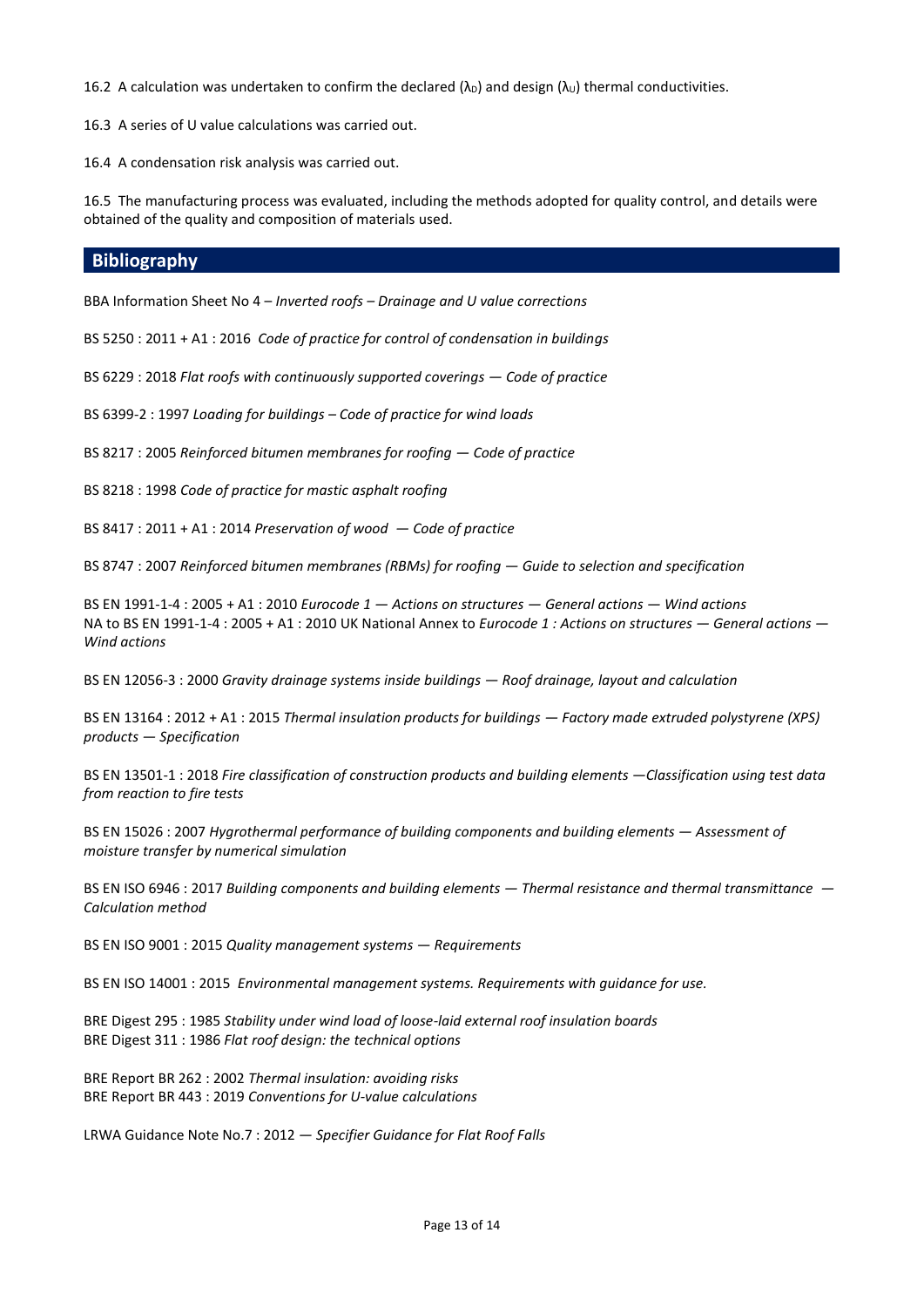16.2 A calculation was undertaken to confirm the declared ($\lambda_D$) and design ($\lambda_U$) thermal conductivities.

16.3 A series of U value calculations was carried out.

16.4 A condensation risk analysis was carried out.

16.5 The manufacturing process was evaluated, including the methods adopted for quality control, and details were obtained of the quality and composition of materials used.

## Bibliography

BBA Information Sheet No 4 – *Inverted roofs – Drainage and U value corrections*

BS 5250 : 2011 + A1 : 2016 *Code of practice for control of condensation in buildings*

BS 6229 : 2018 *Flat roofs with continuously supported coverings — Code of practice*

BS 6399-2 : 1997 *Loading for buildings – Code of practice for wind loads*

BS 8217 : 2005 *Reinforced bitumen membranes for roofing — Code of practice*

BS 8218 : 1998 *Code of practice for mastic asphalt roofing*

BS 8417 : 2011 + A1 : 2014 *Preservation of wood — Code of practice*

BS 8747 : 2007 *Reinforced bitumen membranes (RBMs) for roofing — Guide to selection and specification*

BS EN 1991-1-4 : 2005 + A1 : 2010 *Eurocode 1 — Actions on structures — General actions — Wind actions*
NA to BS EN 1991-1-4 : 2005 + A1 : 2010 UK National Annex to *Eurocode 1 : Actions on structures — General actions — Wind actions*

BS EN 12056-3 : 2000 *Gravity drainage systems inside buildings — Roof drainage, layout and calculation*

BS EN 13164 : 2012 + A1 : 2015 *Thermal insulation products for buildings — Factory made extruded polystyrene (XPS) products — Specification*

BS EN 13501-1 : 2018 *Fire classification of construction products and building elements —Classification using test data from reaction to fire tests*

BS EN 15026 : 2007 *Hygrothermal performance of building components and building elements — Assessment of moisture transfer by numerical simulation*

BS EN ISO 6946 : 2017 *Building components and building elements — Thermal resistance and thermal transmittance — Calculation method*

BS EN ISO 9001 : 2015 *Quality management systems — Requirements*

BS EN ISO 14001 : 2015 *Environmental management systems. Requirements with guidance for use.*

BRE Digest 295 : 1985 *Stability under wind load of loose-laid external roof insulation boards*
BRE Digest 311 : 1986 *Flat roof design: the technical options*

BRE Report BR 262 : 2002 *Thermal insulation: avoiding risks*
BRE Report BR 443 : 2019 *Conventions for U-value calculations*

LRWA Guidance Note No.7 : 2012 — *Specifier Guidance for Flat Roof Falls*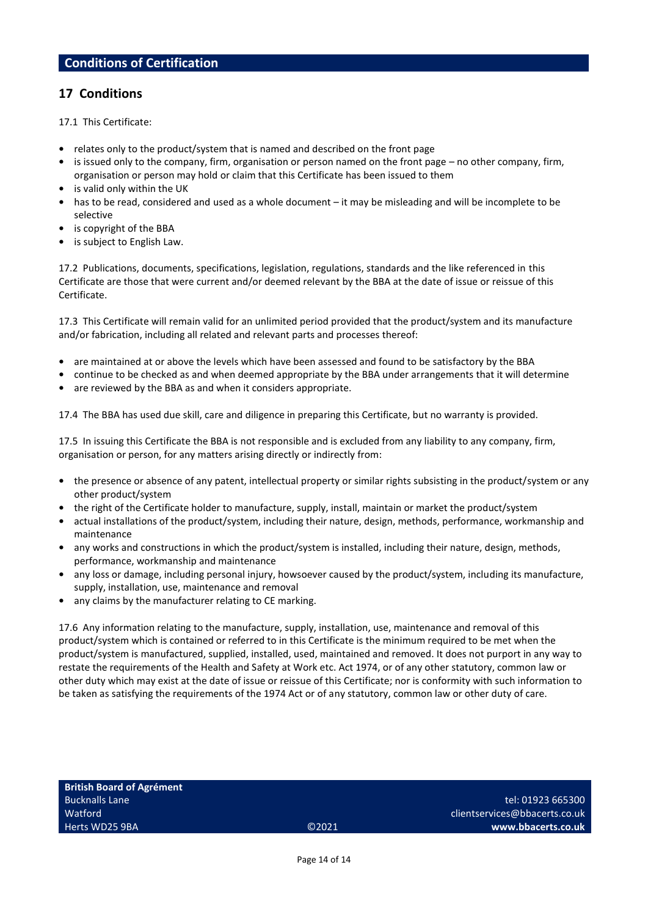## Conditions of Certification

### 17 Conditions

17.1 This Certificate:

- relates only to the product/system that is named and described on the front page
- is issued only to the company, firm, organisation or person named on the front page – no other company, firm, organisation or person may hold or claim that this Certificate has been issued to them
- is valid only within the UK
- has to be read, considered and used as a whole document – it may be misleading and will be incomplete to be selective
- is copyright of the BBA
- is subject to English Law.

17.2 Publications, documents, specifications, legislation, regulations, standards and the like referenced in this Certificate are those that were current and/or deemed relevant by the BBA at the date of issue or reissue of this Certificate.

17.3 This Certificate will remain valid for an unlimited period provided that the product/system and its manufacture and/or fabrication, including all related and relevant parts and processes thereof:

- are maintained at or above the levels which have been assessed and found to be satisfactory by the BBA
- continue to be checked as and when deemed appropriate by the BBA under arrangements that it will determine
- are reviewed by the BBA as and when it considers appropriate.

17.4 The BBA has used due skill, care and diligence in preparing this Certificate, but no warranty is provided.

17.5 In issuing this Certificate the BBA is not responsible and is excluded from any liability to any company, firm, organisation or person, for any matters arising directly or indirectly from:

- the presence or absence of any patent, intellectual property or similar rights subsisting in the product/system or any other product/system
- the right of the Certificate holder to manufacture, supply, install, maintain or market the product/system
- actual installations of the product/system, including their nature, design, methods, performance, workmanship and maintenance
- any works and constructions in which the product/system is installed, including their nature, design, methods, performance, workmanship and maintenance
- any loss or damage, including personal injury, howsoever caused by the product/system, including its manufacture, supply, installation, use, maintenance and removal
- any claims by the manufacturer relating to CE marking.

17.6 Any information relating to the manufacture, supply, installation, use, maintenance and removal of this product/system which is contained or referred to in this Certificate is the minimum required to be met when the product/system is manufactured, supplied, installed, used, maintained and removed. It does not purport in any way to restate the requirements of the Health and Safety at Work etc. Act 1974, or of any other statutory, common law or other duty which may exist at the date of issue or reissue of this Certificate; nor is conformity with such information to be taken as satisfying the requirements of the 1974 Act or of any statutory, common law or other duty of care.

**British Board of Agrément**
Bucknalls Lane
Watford
Herts WD25 9BA

©2021

tel: 01923 665300
clientservices@bbacerts.co.uk
**www.bbacerts.co.uk**